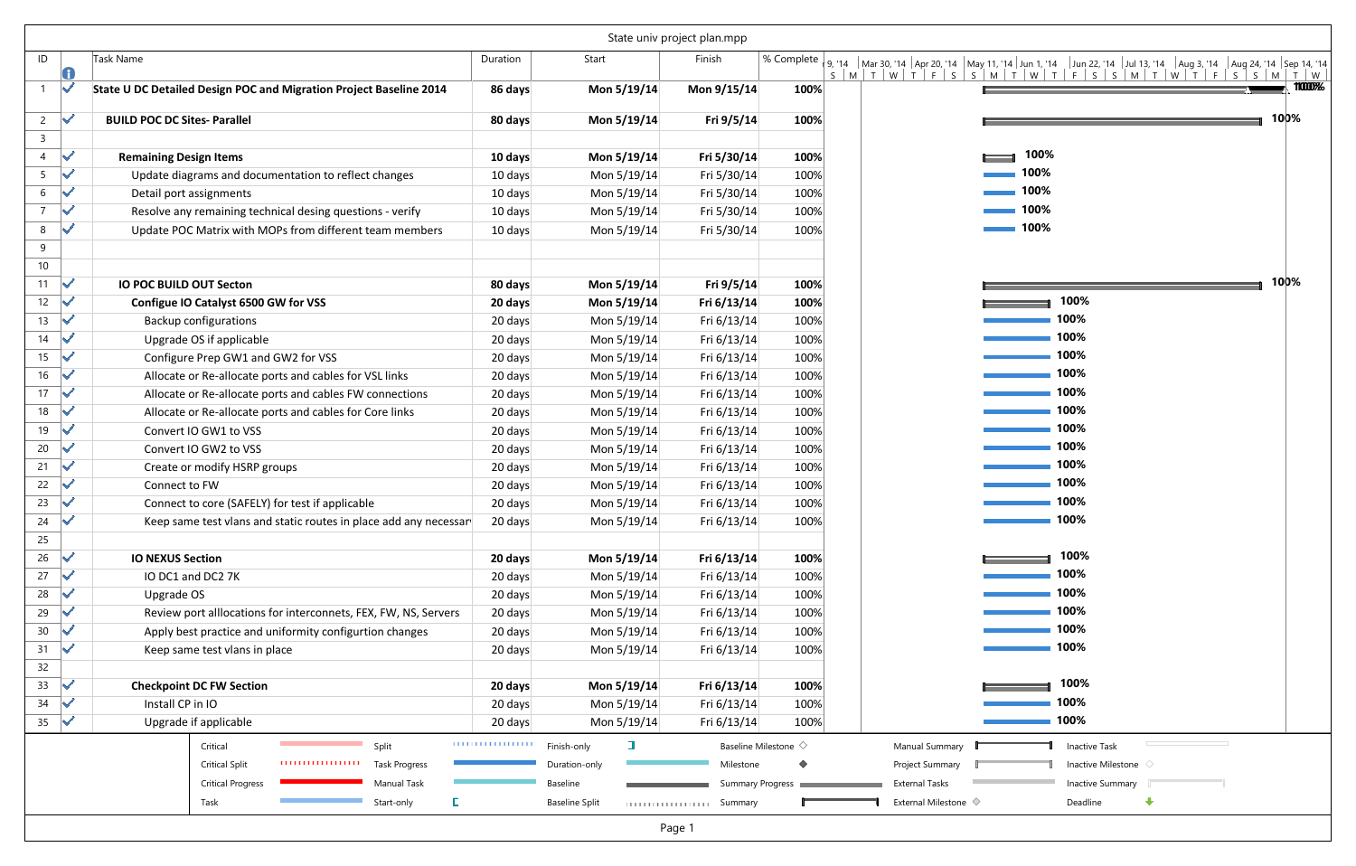State univ project plan.mpp

| ID | Task Name | Duration | Start | Finish | % Complete |
|---|---|---|---|---|---|
| 1 | **State U DC Detailed Design POC and Migration Project Baseline 2014** | **86 days** | **Mon 5/19/14** | **Mon 9/15/14** | **100%** |
| 2 | **BUILD POC DC Sites- Parallel** | **80 days** | **Mon 5/19/14** | **Fri 9/5/14** | **100%** |
| 3 | | | | | |
| 4 | **Remaining Design Items** | **10 days** | **Mon 5/19/14** | **Fri 5/30/14** | **100%** |
| 5 | Update diagrams and documentation to reflect changes | 10 days | Mon 5/19/14 | Fri 5/30/14 | 100% |
| 6 | Detail port assignments | 10 days | Mon 5/19/14 | Fri 5/30/14 | 100% |
| 7 | Resolve any remaining technical desing questions - verify | 10 days | Mon 5/19/14 | Fri 5/30/14 | 100% |
| 8 | Update POC Matrix with MOPs from different team members | 10 days | Mon 5/19/14 | Fri 5/30/14 | 100% |
| 9 | | | | | |
| 10 | | | | | |
| 11 | **IO POC BUILD OUT Secton** | **80 days** | **Mon 5/19/14** | **Fri 9/5/14** | **100%** |
| 12 | **Configue IO Catalyst 6500 GW for VSS** | **20 days** | **Mon 5/19/14** | **Fri 6/13/14** | **100%** |
| 13 | Backup configurations | 20 days | Mon 5/19/14 | Fri 6/13/14 | 100% |
| 14 | Upgrade OS if applicable | 20 days | Mon 5/19/14 | Fri 6/13/14 | 100% |
| 15 | Configure Prep GW1 and GW2 for VSS | 20 days | Mon 5/19/14 | Fri 6/13/14 | 100% |
| 16 | Allocate or Re-allocate ports and cables for VSL links | 20 days | Mon 5/19/14 | Fri 6/13/14 | 100% |
| 17 | Allocate or Re-allocate ports and cables FW connections | 20 days | Mon 5/19/14 | Fri 6/13/14 | 100% |
| 18 | Allocate or Re-allocate ports and cables for Core links | 20 days | Mon 5/19/14 | Fri 6/13/14 | 100% |
| 19 | Convert IO GW1 to VSS | 20 days | Mon 5/19/14 | Fri 6/13/14 | 100% |
| 20 | Convert IO GW2 to VSS | 20 days | Mon 5/19/14 | Fri 6/13/14 | 100% |
| 21 | Create or modify HSRP groups | 20 days | Mon 5/19/14 | Fri 6/13/14 | 100% |
| 22 | Connect to FW | 20 days | Mon 5/19/14 | Fri 6/13/14 | 100% |
| 23 | Connect to core (SAFELY) for test if applicable | 20 days | Mon 5/19/14 | Fri 6/13/14 | 100% |
| 24 | Keep same test vlans and static routes in place add any necessar | 20 days | Mon 5/19/14 | Fri 6/13/14 | 100% |
| 25 | | | | | |
| 26 | **IO NEXUS Section** | **20 days** | **Mon 5/19/14** | **Fri 6/13/14** | **100%** |
| 27 | IO DC1 and DC2 7K | 20 days | Mon 5/19/14 | Fri 6/13/14 | 100% |
| 28 | Upgrade OS | 20 days | Mon 5/19/14 | Fri 6/13/14 | 100% |
| 29 | Review port alllocations for interconnets, FEX, FW, NS, Servers | 20 days | Mon 5/19/14 | Fri 6/13/14 | 100% |
| 30 | Apply best practice and uniformity configurtion changes | 20 days | Mon 5/19/14 | Fri 6/13/14 | 100% |
| 31 | Keep same test vlans in place | 20 days | Mon 5/19/14 | Fri 6/13/14 | 100% |
| 32 | | | | | |
| 33 | **Checkpoint DC FW Section** | **20 days** | **Mon 5/19/14** | **Fri 6/13/14** | **100%** |
| 34 | Install CP in IO | 20 days | Mon 5/19/14 | Fri 6/13/14 | 100% |
| 35 | Upgrade if applicable | 20 days | Mon 5/19/14 | Fri 6/13/14 | 100% |

Legend: Critical, Critical Split, Critical Progress, Task, Split, Task Progress, Manual Task, Start-only, Finish-only, Duration-only, Baseline, Baseline Split, Baseline Milestone, Milestone, Summary Progress, Summary, Manual Summary, Project Summary, External Tasks, External Milestone, Inactive Task, Inactive Milestone, Inactive Summary, Deadline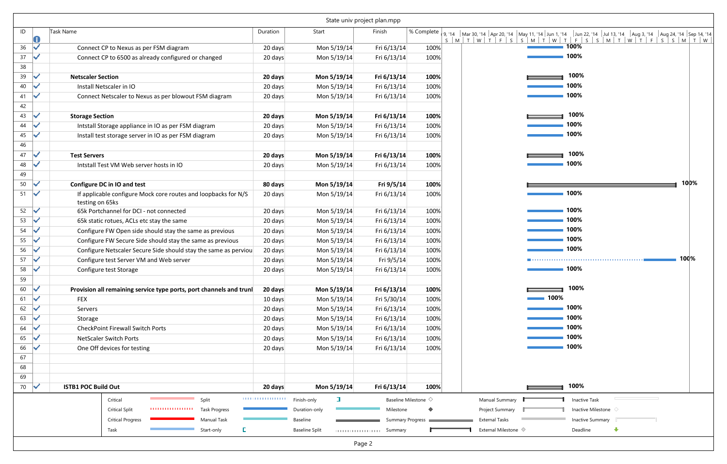State univ project plan.mpp

| ID | | Task Name | Duration | Start | Finish | % Complete |
|---|---|---|---|---|---|---|
| 36 | ✓ | Connect CP to Nexus as per FSM diagram | 20 days | Mon 5/19/14 | Fri 6/13/14 | 100% |
| 37 | ✓ | Connect CP to 6500 as already configured or changed | 20 days | Mon 5/19/14 | Fri 6/13/14 | 100% |
| 38 | | | | | | |
| 39 | ✓ | **Netscaler Section** | **20 days** | **Mon 5/19/14** | **Fri 6/13/14** | **100%** |
| 40 | ✓ | Install Netscaler in IO | 20 days | Mon 5/19/14 | Fri 6/13/14 | 100% |
| 41 | ✓ | Connect Netscaler to Nexus as per blowout FSM diagram | 20 days | Mon 5/19/14 | Fri 6/13/14 | 100% |
| 42 | | | | | | |
| 43 | ✓ | **Storage Section** | **20 days** | **Mon 5/19/14** | **Fri 6/13/14** | **100%** |
| 44 | ✓ | Intstall Storage appliance in IO as per FSM diagram | 20 days | Mon 5/19/14 | Fri 6/13/14 | 100% |
| 45 | ✓ | Install test storage server in IO as per FSM diagram | 20 days | Mon 5/19/14 | Fri 6/13/14 | 100% |
| 46 | | | | | | |
| 47 | ✓ | **Test Servers** | **20 days** | **Mon 5/19/14** | **Fri 6/13/14** | **100%** |
| 48 | ✓ | Intstall Test VM Web server hosts in IO | 20 days | Mon 5/19/14 | Fri 6/13/14 | 100% |
| 49 | | | | | | |
| 50 | ✓ | **Configure DC in IO and test** | **80 days** | **Mon 5/19/14** | **Fri 9/5/14** | **100%** |
| 51 | ✓ | If applicable configure Mock core routes and loopbacks for N/S testing on 65ks | 20 days | Mon 5/19/14 | Fri 6/13/14 | 100% |
| 52 | ✓ | 65k Portchannel for DCI - not connected | 20 days | Mon 5/19/14 | Fri 6/13/14 | 100% |
| 53 | ✓ | 65k static rotues, ACLs etc stay the same | 20 days | Mon 5/19/14 | Fri 6/13/14 | 100% |
| 54 | ✓ | Configure FW Open side should stay the same as previous | 20 days | Mon 5/19/14 | Fri 6/13/14 | 100% |
| 55 | ✓ | Configure FW Secure Side should stay the same as previous | 20 days | Mon 5/19/14 | Fri 6/13/14 | 100% |
| 56 | ✓ | Configure Netscaler Secure Side should stay the same as perviou | 20 days | Mon 5/19/14 | Fri 6/13/14 | 100% |
| 57 | ✓ | Configure test Server VM and Web server | 20 days | Mon 5/19/14 | Fri 9/5/14 | 100% |
| 58 | ✓ | Configure test Storage | 20 days | Mon 5/19/14 | Fri 6/13/14 | 100% |
| 59 | | | | | | |
| 60 | ✓ | **Provision all remaining service type ports, port channels and trunl** | **20 days** | **Mon 5/19/14** | **Fri 6/13/14** | **100%** |
| 61 | ✓ | FEX | 10 days | Mon 5/19/14 | Fri 5/30/14 | 100% |
| 62 | ✓ | Servers | 20 days | Mon 5/19/14 | Fri 6/13/14 | 100% |
| 63 | ✓ | Storage | 20 days | Mon 5/19/14 | Fri 6/13/14 | 100% |
| 64 | ✓ | CheckPoint Firewall Switch Ports | 20 days | Mon 5/19/14 | Fri 6/13/14 | 100% |
| 65 | ✓ | NetScaler Switch Ports | 20 days | Mon 5/19/14 | Fri 6/13/14 | 100% |
| 66 | ✓ | One Off devices for testing | 20 days | Mon 5/19/14 | Fri 6/13/14 | 100% |
| 67 | | | | | | |
| 68 | | | | | | |
| 69 | | | | | | |
| 70 | ✓ | **ISTB1 POC Build Out** | **20 days** | **Mon 5/19/14** | **Fri 6/13/14** | **100%** |

Legend: Critical, Critical Split, Critical Progress, Task, Split, Task Progress, Manual Task, Start-only, Finish-only, Duration-only, Baseline, Baseline Split, Baseline Milestone, Milestone, Summary Progress, Summary, Manual Summary, Project Summary, External Tasks, External Milestone, Inactive Task, Inactive Milestone, Inactive Summary, Deadline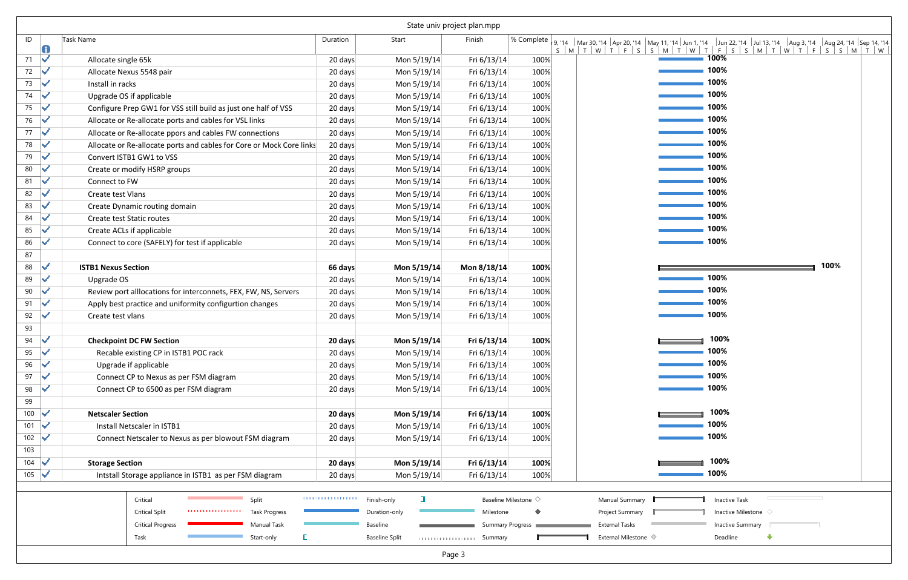State univ project plan.mpp

| ID | | Task Name | Duration | Start | Finish | % Complete |
|---|---|---|---|---|---|---|
| 71 | ✓ | Allocate single 65k | 20 days | Mon 5/19/14 | Fri 6/13/14 | 100% |
| 72 | ✓ | Allocate Nexus 5548 pair | 20 days | Mon 5/19/14 | Fri 6/13/14 | 100% |
| 73 | ✓ | Install in racks | 20 days | Mon 5/19/14 | Fri 6/13/14 | 100% |
| 74 | ✓ | Upgrade OS if applicable | 20 days | Mon 5/19/14 | Fri 6/13/14 | 100% |
| 75 | ✓ | Configure Prep GW1 for VSS still build as just one half of VSS | 20 days | Mon 5/19/14 | Fri 6/13/14 | 100% |
| 76 | ✓ | Allocate or Re-allocate ports and cables for VSL links | 20 days | Mon 5/19/14 | Fri 6/13/14 | 100% |
| 77 | ✓ | Allocate or Re-allocate ppors and cables FW connections | 20 days | Mon 5/19/14 | Fri 6/13/14 | 100% |
| 78 | ✓ | Allocate or Re-allocate ports and cables for Core or Mock Core links | 20 days | Mon 5/19/14 | Fri 6/13/14 | 100% |
| 79 | ✓ | Convert ISTB1 GW1 to VSS | 20 days | Mon 5/19/14 | Fri 6/13/14 | 100% |
| 80 | ✓ | Create or modify HSRP groups | 20 days | Mon 5/19/14 | Fri 6/13/14 | 100% |
| 81 | ✓ | Connect to FW | 20 days | Mon 5/19/14 | Fri 6/13/14 | 100% |
| 82 | ✓ | Create test Vlans | 20 days | Mon 5/19/14 | Fri 6/13/14 | 100% |
| 83 | ✓ | Create Dynamic routing domain | 20 days | Mon 5/19/14 | Fri 6/13/14 | 100% |
| 84 | ✓ | Create test Static routes | 20 days | Mon 5/19/14 | Fri 6/13/14 | 100% |
| 85 | ✓ | Create ACLs if applicable | 20 days | Mon 5/19/14 | Fri 6/13/14 | 100% |
| 86 | ✓ | Connect to core (SAFELY) for test if applicable | 20 days | Mon 5/19/14 | Fri 6/13/14 | 100% |
| 87 | | | | | | |
| 88 | ✓ | **ISTB1 Nexus Section** | **66 days** | **Mon 5/19/14** | **Mon 8/18/14** | **100%** |
| 89 | ✓ | Upgrade OS | 20 days | Mon 5/19/14 | Fri 6/13/14 | 100% |
| 90 | ✓ | Review port alllocations for interconnets, FEX, FW, NS, Servers | 20 days | Mon 5/19/14 | Fri 6/13/14 | 100% |
| 91 | ✓ | Apply best practice and uniformity configurtion changes | 20 days | Mon 5/19/14 | Fri 6/13/14 | 100% |
| 92 | ✓ | Create test vlans | 20 days | Mon 5/19/14 | Fri 6/13/14 | 100% |
| 93 | | | | | | |
| 94 | ✓ | **Checkpoint DC FW Section** | **20 days** | **Mon 5/19/14** | **Fri 6/13/14** | **100%** |
| 95 | ✓ | Recable existing CP in ISTB1 POC rack | 20 days | Mon 5/19/14 | Fri 6/13/14 | 100% |
| 96 | ✓ | Upgrade if applicable | 20 days | Mon 5/19/14 | Fri 6/13/14 | 100% |
| 97 | ✓ | Connect CP to Nexus as per FSM diagram | 20 days | Mon 5/19/14 | Fri 6/13/14 | 100% |
| 98 | ✓ | Connect CP to 6500 as per FSM diagram | 20 days | Mon 5/19/14 | Fri 6/13/14 | 100% |
| 99 | | | | | | |
| 100 | ✓ | **Netscaler Section** | **20 days** | **Mon 5/19/14** | **Fri 6/13/14** | **100%** |
| 101 | ✓ | Install Netscaler in ISTB1 | 20 days | Mon 5/19/14 | Fri 6/13/14 | 100% |
| 102 | ✓ | Connect Netscaler to Nexus as per blowout FSM diagram | 20 days | Mon 5/19/14 | Fri 6/13/14 | 100% |
| 103 | | | | | | |
| 104 | ✓ | **Storage Section** | **20 days** | **Mon 5/19/14** | **Fri 6/13/14** | **100%** |
| 105 | ✓ | Intstall Storage appliance in ISTB1 as per FSM diagram | 20 days | Mon 5/19/14 | Fri 6/13/14 | 100% |

Legend: Critical, Critical Split, Critical Progress, Task, Split, Task Progress, Manual Task, Start-only, Finish-only, Duration-only, Baseline, Baseline Split, Baseline Milestone, Milestone, Summary Progress, Summary, Manual Summary, Project Summary, External Tasks, External Milestone, Inactive Task, Inactive Milestone, Inactive Summary, Deadline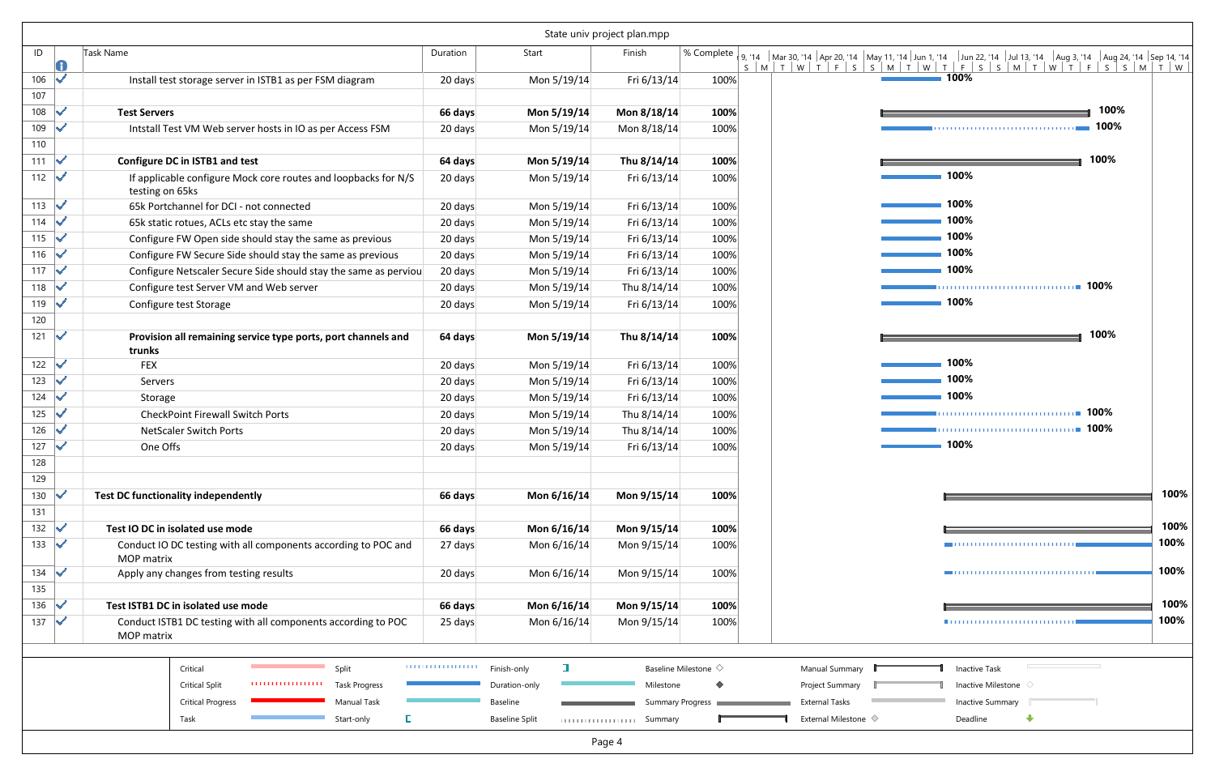State univ project plan.mpp

| ID | Task Name | Duration | Start | Finish | % Complete |
|---|---|---|---|---|---|
| 106 | Install test storage server in ISTB1 as per FSM diagram | 20 days | Mon 5/19/14 | Fri 6/13/14 | 100% |
| 107 | | | | | |
| 108 | **Test Servers** | **66 days** | **Mon 5/19/14** | **Mon 8/18/14** | **100%** |
| 109 | Intstall Test VM Web server hosts in IO as per Access FSM | 20 days | Mon 5/19/14 | Mon 8/18/14 | 100% |
| 110 | | | | | |
| 111 | **Configure DC in ISTB1 and test** | **64 days** | **Mon 5/19/14** | **Thu 8/14/14** | **100%** |
| 112 | If applicable configure Mock core routes and loopbacks for N/S testing on 65ks | 20 days | Mon 5/19/14 | Fri 6/13/14 | 100% |
| 113 | 65k Portchannel for DCI - not connected | 20 days | Mon 5/19/14 | Fri 6/13/14 | 100% |
| 114 | 65k static rotues, ACLs etc stay the same | 20 days | Mon 5/19/14 | Fri 6/13/14 | 100% |
| 115 | Configure FW Open side should stay the same as previous | 20 days | Mon 5/19/14 | Fri 6/13/14 | 100% |
| 116 | Configure FW Secure Side should stay the same as previous | 20 days | Mon 5/19/14 | Fri 6/13/14 | 100% |
| 117 | Configure Netscaler Secure Side should stay the same as perviou | 20 days | Mon 5/19/14 | Fri 6/13/14 | 100% |
| 118 | Configure test Server VM and Web server | 20 days | Mon 5/19/14 | Thu 8/14/14 | 100% |
| 119 | Configure test Storage | 20 days | Mon 5/19/14 | Fri 6/13/14 | 100% |
| 120 | | | | | |
| 121 | **Provision all remaining service type ports, port channels and trunks** | **64 days** | **Mon 5/19/14** | **Thu 8/14/14** | **100%** |
| 122 | FEX | 20 days | Mon 5/19/14 | Fri 6/13/14 | 100% |
| 123 | Servers | 20 days | Mon 5/19/14 | Fri 6/13/14 | 100% |
| 124 | Storage | 20 days | Mon 5/19/14 | Fri 6/13/14 | 100% |
| 125 | CheckPoint Firewall Switch Ports | 20 days | Mon 5/19/14 | Thu 8/14/14 | 100% |
| 126 | NetScaler Switch Ports | 20 days | Mon 5/19/14 | Thu 8/14/14 | 100% |
| 127 | One Offs | 20 days | Mon 5/19/14 | Fri 6/13/14 | 100% |
| 128 | | | | | |
| 129 | | | | | |
| 130 | **Test DC functionality independently** | **66 days** | **Mon 6/16/14** | **Mon 9/15/14** | **100%** |
| 131 | | | | | |
| 132 | **Test IO DC in isolated use mode** | **66 days** | **Mon 6/16/14** | **Mon 9/15/14** | **100%** |
| 133 | Conduct IO DC testing with all components according to POC and MOP matrix | 27 days | Mon 6/16/14 | Mon 9/15/14 | 100% |
| 134 | Apply any changes from testing results | 20 days | Mon 6/16/14 | Mon 9/15/14 | 100% |
| 135 | | | | | |
| 136 | **Test ISTB1 DC in isolated use mode** | **66 days** | **Mon 6/16/14** | **Mon 9/15/14** | **100%** |
| 137 | Conduct ISTB1 DC testing with all components according to POC MOP matrix | 25 days | Mon 6/16/14 | Mon 9/15/14 | 100% |

Legend: Critical, Critical Split, Critical Progress, Task, Split, Task Progress, Manual Task, Start-only, Finish-only, Duration-only, Baseline, Baseline Split, Baseline Milestone, Milestone, Summary Progress, Summary, Manual Summary, Project Summary, External Tasks, External Milestone, Inactive Task, Inactive Milestone, Inactive Summary, Deadline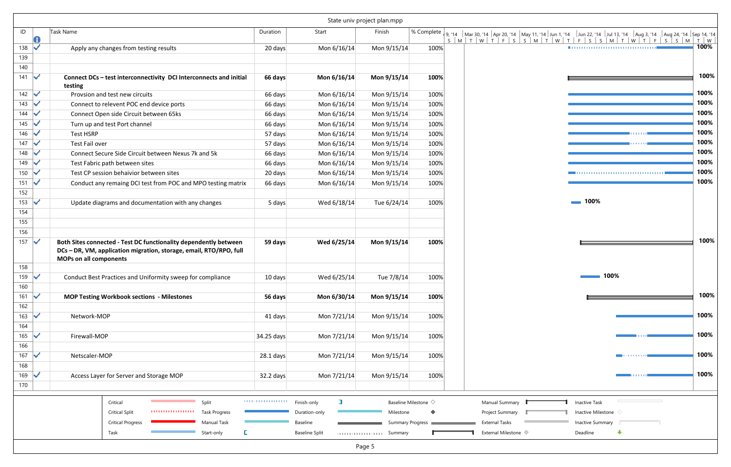State univ project plan.mpp

| ID | Task Name | Duration | Start | Finish | % Complete |
|---|---|---|---|---|---|
| 138 | Apply any changes from testing results | 20 days | Mon 6/16/14 | Mon 9/15/14 | 100% |
| 139 | | | | | |
| 140 | | | | | |
| 141 | **Connect DCs – test interconnectivity DCI Interconnects and initial testing** | **66 days** | **Mon 6/16/14** | **Mon 9/15/14** | **100%** |
| 142 | Provsion and test new circuits | 66 days | Mon 6/16/14 | Mon 9/15/14 | 100% |
| 143 | Connect to relevent POC end device ports | 66 days | Mon 6/16/14 | Mon 9/15/14 | 100% |
| 144 | Connect Open side Circuit between 65ks | 66 days | Mon 6/16/14 | Mon 9/15/14 | 100% |
| 145 | Turn up and test Port channel | 66 days | Mon 6/16/14 | Mon 9/15/14 | 100% |
| 146 | Test HSRP | 57 days | Mon 6/16/14 | Mon 9/15/14 | 100% |
| 147 | Test Fail over | 57 days | Mon 6/16/14 | Mon 9/15/14 | 100% |
| 148 | Connect Secure Side Circuit between Nexus 7k and 5k | 66 days | Mon 6/16/14 | Mon 9/15/14 | 100% |
| 149 | Test Fabric path between sites | 66 days | Mon 6/16/14 | Mon 9/15/14 | 100% |
| 150 | Test CP session behaivior between sites | 20 days | Mon 6/16/14 | Mon 9/15/14 | 100% |
| 151 | Conduct any remaing DCI test from POC and MPO testing matrix | 66 days | Mon 6/16/14 | Mon 9/15/14 | 100% |
| 152 | | | | | |
| 153 | Update diagrams and documentation with any changes | 5 days | Wed 6/18/14 | Tue 6/24/14 | 100% |
| 154 | | | | | |
| 155 | | | | | |
| 156 | | | | | |
| 157 | **Both Sites connected - Test DC functionality dependently between DCs – DR, VM, application migration, storage, email, RTO/RPO, full MOPs on all components** | **59 days** | **Wed 6/25/14** | **Mon 9/15/14** | **100%** |
| 158 | | | | | |
| 159 | Conduct Best Practices and Uniformity sweep for compliance | 10 days | Wed 6/25/14 | Tue 7/8/14 | 100% |
| 160 | | | | | |
| 161 | **MOP Testing Workbook sections - Milestones** | **56 days** | **Mon 6/30/14** | **Mon 9/15/14** | **100%** |
| 162 | | | | | |
| 163 | Network-MOP | 41 days | Mon 7/21/14 | Mon 9/15/14 | 100% |
| 164 | | | | | |
| 165 | Firewall-MOP | 34.25 days | Mon 7/21/14 | Mon 9/15/14 | 100% |
| 166 | | | | | |
| 167 | Netscaler-MOP | 28.1 days | Mon 7/21/14 | Mon 9/15/14 | 100% |
| 168 | | | | | |
| 169 | Access Layer for Server and Storage MOP | 32.2 days | Mon 7/21/14 | Mon 9/15/14 | 100% |
| 170 | | | | | |

Legend: Critical, Critical Split, Critical Progress, Task, Split, Task Progress, Manual Task, Start-only, Finish-only, Duration-only, Baseline, Baseline Split, Baseline Milestone, Milestone, Summary Progress, Summary, Manual Summary, Project Summary, External Tasks, External Milestone, Inactive Task, Inactive Milestone, Inactive Summary, Deadline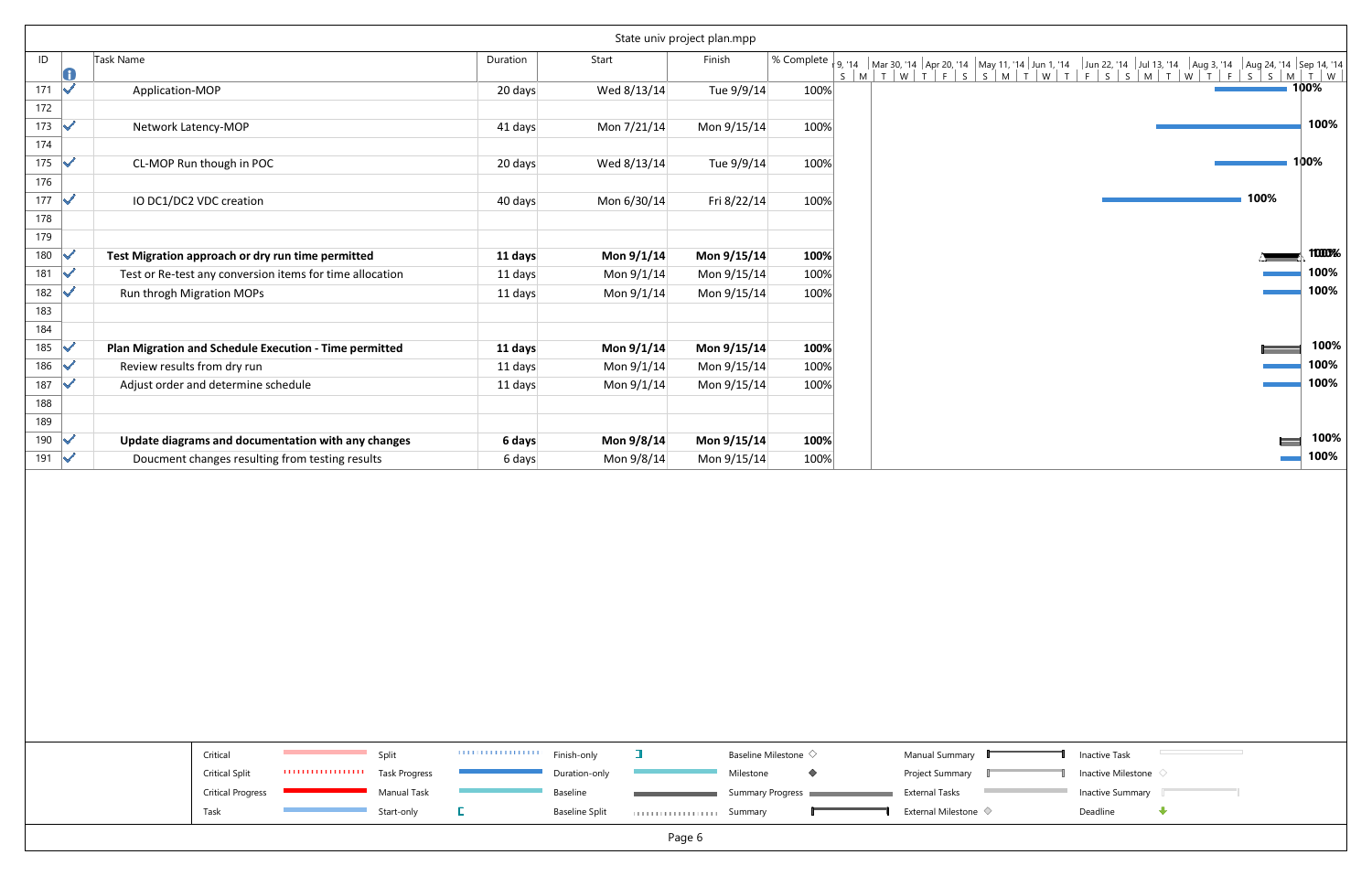State univ project plan.mpp

| ID | | Task Name | Duration | Start | Finish | % Complete |
|---|---|---|---|---|---|---|
| 171 | ✓ | Application-MOP | 20 days | Wed 8/13/14 | Tue 9/9/14 | 100% |
| 172 | | | | | | |
| 173 | ✓ | Network Latency-MOP | 41 days | Mon 7/21/14 | Mon 9/15/14 | 100% |
| 174 | | | | | | |
| 175 | ✓ | CL-MOP Run though in POC | 20 days | Wed 8/13/14 | Tue 9/9/14 | 100% |
| 176 | | | | | | |
| 177 | ✓ | IO DC1/DC2 VDC creation | 40 days | Mon 6/30/14 | Fri 8/22/14 | 100% |
| 178 | | | | | | |
| 179 | | | | | | |
| 180 | ✓ | **Test Migration approach or dry run time permitted** | **11 days** | **Mon 9/1/14** | **Mon 9/15/14** | **100%** |
| 181 | ✓ | Test or Re-test any conversion items for time allocation | 11 days | Mon 9/1/14 | Mon 9/15/14 | 100% |
| 182 | ✓ | Run throgh Migration MOPs | 11 days | Mon 9/1/14 | Mon 9/15/14 | 100% |
| 183 | | | | | | |
| 184 | | | | | | |
| 185 | ✓ | **Plan Migration and Schedule Execution - Time permitted** | **11 days** | **Mon 9/1/14** | **Mon 9/15/14** | **100%** |
| 186 | ✓ | Review results from dry run | 11 days | Mon 9/1/14 | Mon 9/15/14 | 100% |
| 187 | ✓ | Adjust order and determine schedule | 11 days | Mon 9/1/14 | Mon 9/15/14 | 100% |
| 188 | | | | | | |
| 189 | | | | | | |
| 190 | ✓ | **Update diagrams and documentation with any changes** | **6 days** | **Mon 9/8/14** | **Mon 9/15/14** | **100%** |
| 191 | ✓ | Doucment changes resulting from testing results | 6 days | Mon 9/8/14 | Mon 9/15/14 | 100% |

9, '14 | Mar 30, '14 | Apr 20, '14 | May 11, '14 | Jun 1, '14 | Jun 22, '14 | Jul 13, '14 | Aug 3, '14 | Aug 24, '14 | Sep 14, '14

S | M | T | W | T | F | S | S | M | T | W | T | F | S | S | M | T | W | T | F | S | S | M | T | W

100%

Critical | Split | Finish-only | Baseline Milestone | Manual Summary | Inactive Task

Critical Split | Task Progress | Duration-only | Milestone | Project Summary | Inactive Milestone

Critical Progress | Manual Task | Baseline | Summary Progress | External Tasks | Inactive Summary

Task | Start-only | Baseline Split | Summary | External Milestone | Deadline